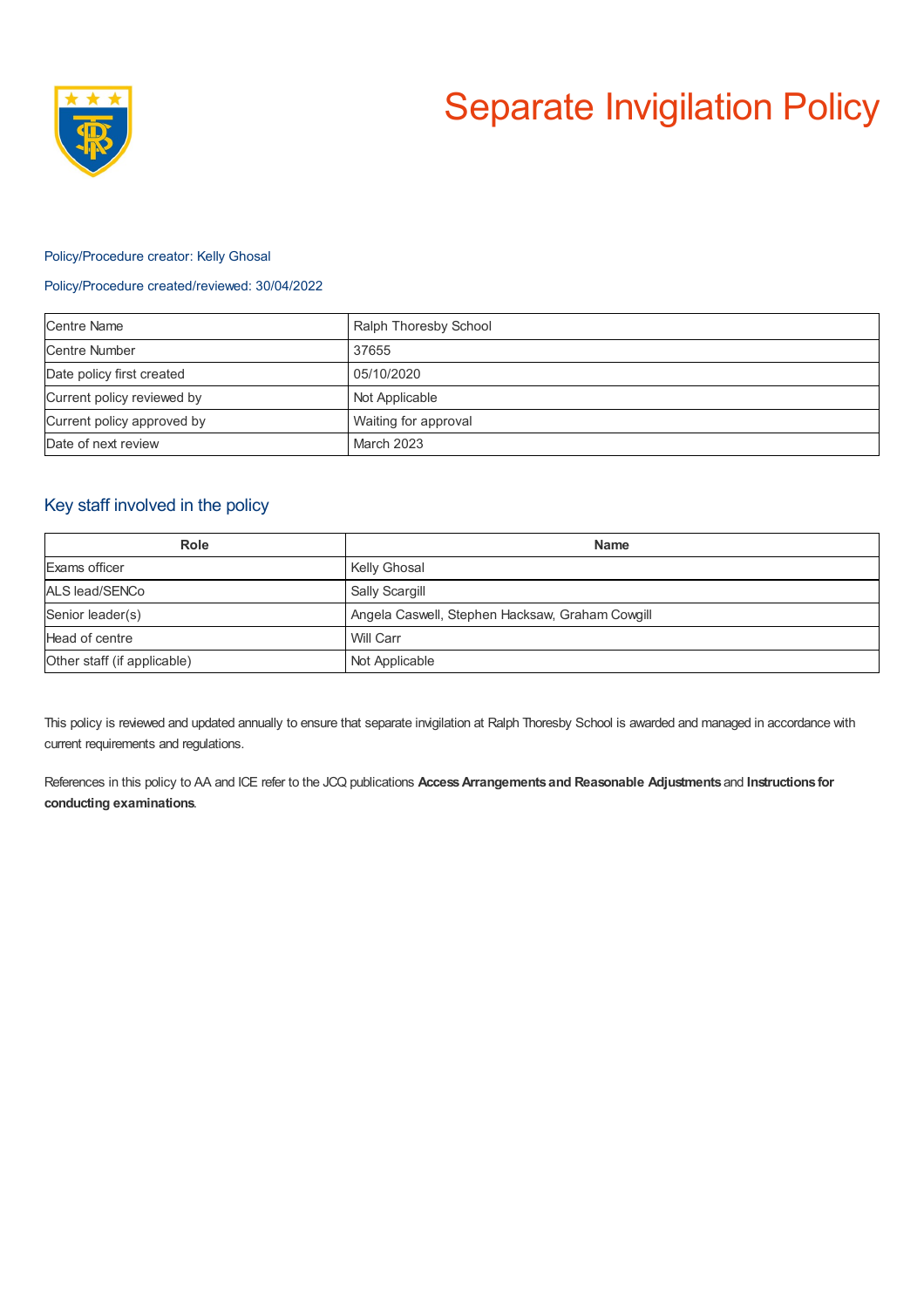# Separate Invigilation Policy

Policy/Procedure creator: Kelly Ghosal

Policy/Procedure created/reviewed: 30/04/2022

| Centre Name | Ralph Thoresby School |
|---|---|
| Centre Number | 37655 |
| Date policy first created | 05/10/2020 |
| Current policy reviewed by | Not Applicable |
| Current policy approved by | Waiting for approval |
| Date of next review | March 2023 |

## Key staff involved in the policy

| Role | Name |
|---|---|
| Exams officer | Kelly Ghosal |
| ALS lead/SENCo | Sally Scargill |
| Senior leader(s) | Angela Caswell, Stephen Hacksaw, Graham Cowgill |
| Head of centre | Will Carr |
| Other staff (if applicable) | Not Applicable |

This policy is reviewed and updated annually to ensure that separate invigilation at Ralph Thoresby School is awarded and managed in accordance with current requirements and regulations.

References in this policy to AA and ICE refer to the JCQ publications **Access Arrangements and Reasonable Adjustments** and **Instructions for conducting examinations**.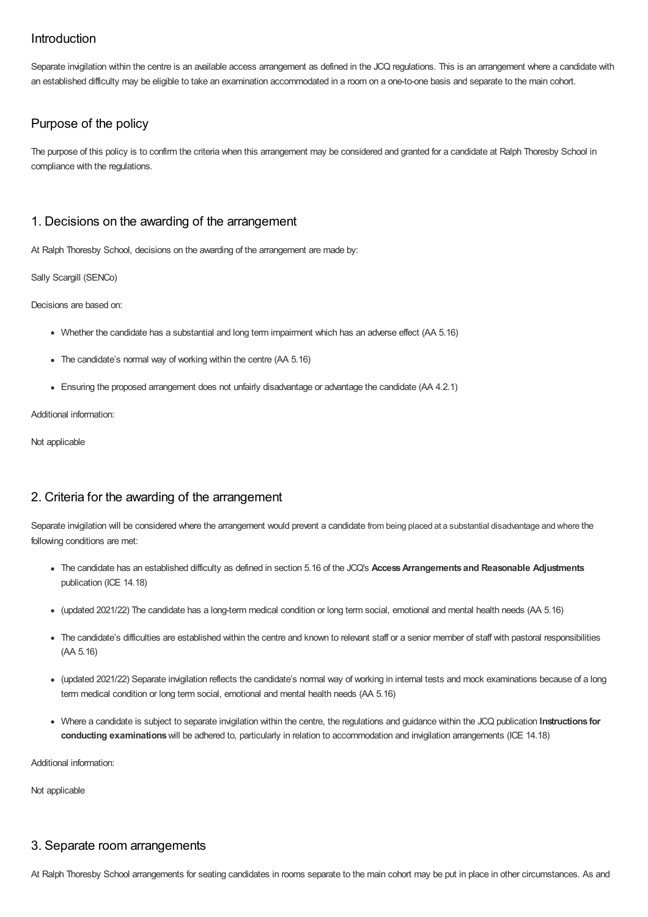## Introduction

Separate invigilation within the centre is an available access arrangement as defined in the JCQ regulations. This is an arrangement where a candidate with an established difficulty may be eligible to take an examination accommodated in a room on a one-to-one basis and separate to the main cohort.

## Purpose of the policy

The purpose of this policy is to confirm the criteria when this arrangement may be considered and granted for a candidate at Ralph Thoresby School in compliance with the regulations.

## 1. Decisions on the awarding of the arrangement

At Ralph Thoresby School, decisions on the awarding of the arrangement are made by:

Sally Scargill (SENCo)

Decisions are based on:

- Whether the candidate has a substantial and long term impairment which has an adverse effect (AA 5.16)
- The candidate's normal way of working within the centre (AA 5.16)
- Ensuring the proposed arrangement does not unfairly disadvantage or advantage the candidate (AA 4.2.1)

Additional information:

Not applicable

## 2. Criteria for the awarding of the arrangement

Separate invigilation will be considered where the arrangement would prevent a candidate from being placed at a substantial disadvantage and where the following conditions are met:

- The candidate has an established difficulty as defined in section 5.16 of the JCQ's **Access Arrangements and Reasonable Adjustments** publication (ICE 14.18)
- (updated 2021/22) The candidate has a long-term medical condition or long term social, emotional and mental health needs (AA 5.16)
- The candidate's difficulties are established within the centre and known to relevant staff or a senior member of staff with pastoral responsibilities (AA 5.16)
- (updated 2021/22) Separate invigilation reflects the candidate's normal way of working in internal tests and mock examinations because of a long term medical condition or long term social, emotional and mental health needs (AA 5.16)
- Where a candidate is subject to separate invigilation within the centre, the regulations and guidance within the JCQ publication **Instructions for conducting examinations** will be adhered to, particularly in relation to accommodation and invigilation arrangements (ICE 14.18)

Additional information:

Not applicable

## 3. Separate room arrangements

At Ralph Thoresby School arrangements for seating candidates in rooms separate to the main cohort may be put in place in other circumstances. As and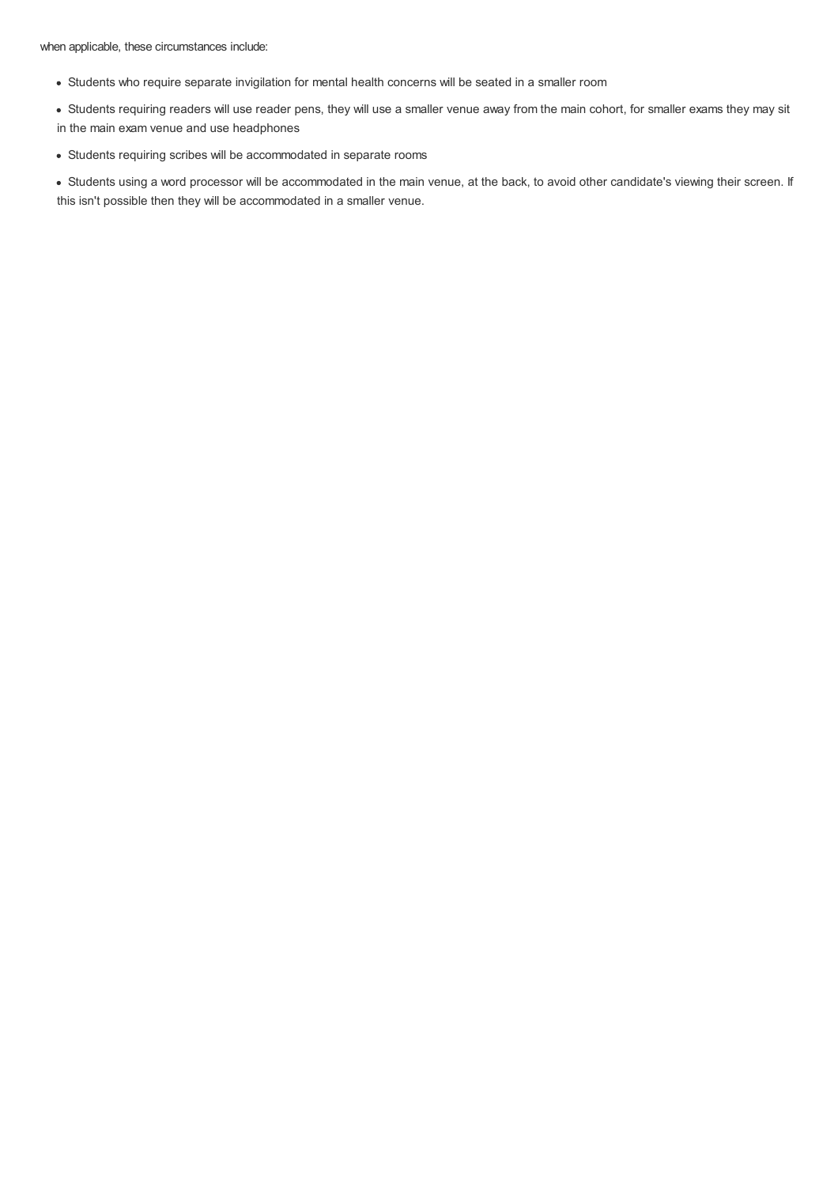when applicable, these circumstances include:

- Students who require separate invigilation for mental health concerns will be seated in a smaller room
- Students requiring readers will use reader pens, they will use a smaller venue away from the main cohort, for smaller exams they may sit in the main exam venue and use headphones
- Students requiring scribes will be accommodated in separate rooms
- Students using a word processor will be accommodated in the main venue, at the back, to avoid other candidate's viewing their screen. If this isn't possible then they will be accommodated in a smaller venue.